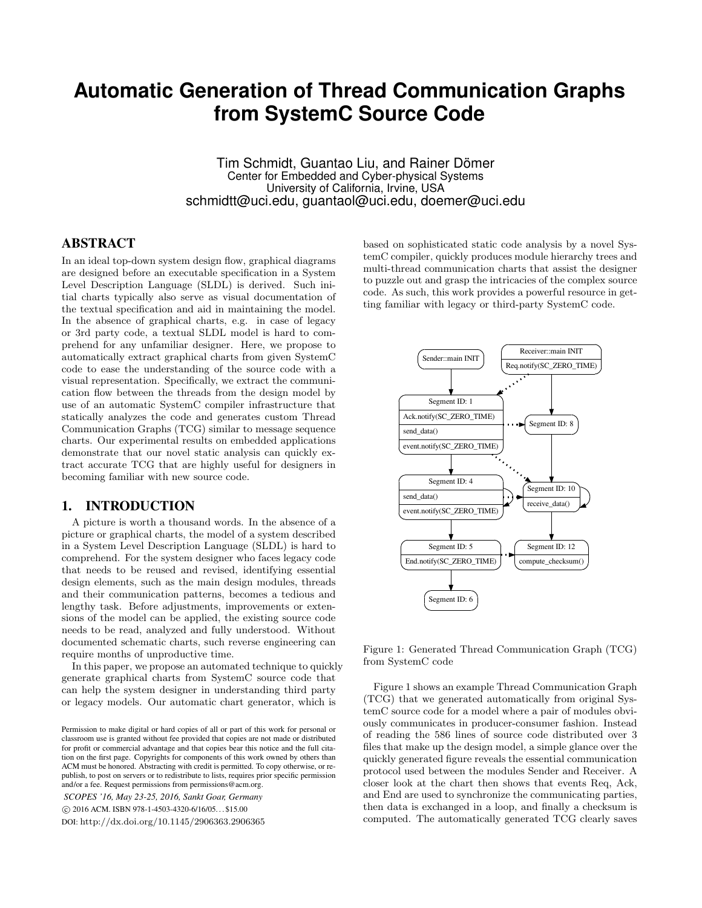# Automatic Generation of Thread Communication Graphs from SystemC Source Code

Tim Schmidt, Guantao Liu, and Rainer Dömer
Center for Embedded and Cyber-physical Systems
University of California, Irvine, USA
schmidtt@uci.edu, guantaol@uci.edu, doemer@uci.edu

## ABSTRACT

In an ideal top-down system design flow, graphical diagrams are designed before an executable specification in a System Level Description Language (SLDL) is derived. Such initial charts typically also serve as visual documentation of the textual specification and aid in maintaining the model. In the absence of graphical charts, e.g. in case of legacy or 3rd party code, a textual SLDL model is hard to comprehend for any unfamiliar designer. Here, we propose to automatically extract graphical charts from given SystemC code to ease the understanding of the source code with a visual representation. Specifically, we extract the communication flow between the threads from the design model by use of an automatic SystemC compiler infrastructure that statically analyzes the code and generates custom Thread Communication Graphs (TCG) similar to message sequence charts. Our experimental results on embedded applications demonstrate that our novel static analysis can quickly extract accurate TCG that are highly useful for designers in becoming familiar with new source code.

## 1. INTRODUCTION

A picture is worth a thousand words. In the absence of a picture or graphical charts, the model of a system described in a System Level Description Language (SLDL) is hard to comprehend. For the system designer who faces legacy code that needs to be reused and revised, identifying essential design elements, such as the main design modules, threads and their communication patterns, becomes a tedious and lengthy task. Before adjustments, improvements or extensions of the model can be applied, the existing source code needs to be read, analyzed and fully understood. Without documented schematic charts, such reverse engineering can require months of unproductive time.

In this paper, we propose an automated technique to quickly generate graphical charts from SystemC source code that can help the system designer in understanding third party or legacy models. Our automatic chart generator, which is based on sophisticated static code analysis by a novel SystemC compiler, quickly produces module hierarchy trees and multi-thread communication charts that assist the designer to puzzle out and grasp the intricacies of the complex source code. As such, this work provides a powerful resource in getting familiar with legacy or third-party SystemC code.

Figure 1: Generated Thread Communication Graph (TCG) from SystemC code

Figure 1 shows an example Thread Communication Graph (TCG) that we generated automatically from original SystemC source code for a model where a pair of modules obviously communicates in producer-consumer fashion. Instead of reading the 586 lines of source code distributed over 3 files that make up the design model, a simple glance over the quickly generated figure reveals the essential communication protocol used between the modules Sender and Receiver. A closer look at the chart then shows that events Req, Ack, and End are used to synchronize the communicating parties, then data is exchanged in a loop, and finally a checksum is computed. The automatically generated TCG clearly saves

Permission to make digital or hard copies of all or part of this work for personal or classroom use is granted without fee provided that copies are not made or distributed for profit or commercial advantage and that copies bear this notice and the full citation on the first page. Copyrights for components of this work owned by others than ACM must be honored. Abstracting with credit is permitted. To copy otherwise, or republish, to post on servers or to redistribute to lists, requires prior specific permission and/or a fee. Request permissions from permissions@acm.org.

*SCOPES '16, May 23-25, 2016, Sankt Goar, Germany*
© 2016 ACM. ISBN 978-1-4503-4320-6/16/05…$15.00
DOI: http://dx.doi.org/10.1145/2906363.2906365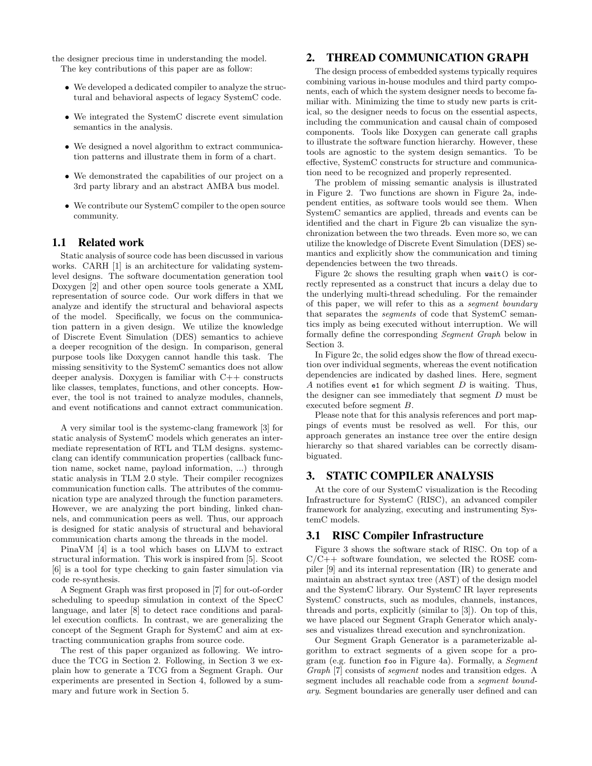the designer precious time in understanding the model.

The key contributions of this paper are as follow:

- We developed a dedicated compiler to analyze the structural and behavioral aspects of legacy SystemC code.
- We integrated the SystemC discrete event simulation semantics in the analysis.
- We designed a novel algorithm to extract communication patterns and illustrate them in form of a chart.
- We demonstrated the capabilities of our project on a 3rd party library and an abstract AMBA bus model.
- We contribute our SystemC compiler to the open source community.

## 1.1 Related work

Static analysis of source code has been discussed in various works. CARH [1] is an architecture for validating system-level designs. The software documentation generation tool Doxygen [2] and other open source tools generate a XML representation of source code. Our work differs in that we analyze and identify the structural and behavioral aspects of the model. Specifically, we focus on the communication pattern in a given design. We utilize the knowledge of Discrete Event Simulation (DES) semantics to achieve a deeper recognition of the design. In comparison, general purpose tools like Doxygen cannot handle this task. The missing sensitivity to the SystemC semantics does not allow deeper analysis. Doxygen is familiar with C++ constructs like classes, templates, functions, and other concepts. However, the tool is not trained to analyze modules, channels, and event notifications and cannot extract communication.

A very similar tool is the systemc-clang framework [3] for static analysis of SystemC models which generates an intermediate representation of RTL and TLM designs. systemc-clang can identify communication properties (callback function name, socket name, payload information, ...) through static analysis in TLM 2.0 style. Their compiler recognizes communication function calls. The attributes of the communication type are analyzed through the function parameters. However, we are analyzing the port binding, linked channels, and communication peers as well. Thus, our approach is designed for static analysis of structural and behavioral communication charts among the threads in the model.

PinaVM [4] is a tool which bases on LLVM to extract structural information. This work is inspired from [5]. Scoot [6] is a tool for type checking to gain faster simulation via code re-synthesis.

A Segment Graph was first proposed in [7] for out-of-order scheduling to speedup simulation in context of the SpecC language, and later [8] to detect race conditions and parallel execution conflicts. In contrast, we are generalizing the concept of the Segment Graph for SystemC and aim at extracting communication graphs from source code.

The rest of this paper organized as following. We introduce the TCG in Section 2. Following, in Section 3 we explain how to generate a TCG from a Segment Graph. Our experiments are presented in Section 4, followed by a summary and future work in Section 5.

# 2. THREAD COMMUNICATION GRAPH

The design process of embedded systems typically requires combining various in-house modules and third party components, each of which the system designer needs to become familiar with. Minimizing the time to study new parts is critical, so the designer needs to focus on the essential aspects, including the communication and causal chain of composed components. Tools like Doxygen can generate call graphs to illustrate the software function hierarchy. However, these tools are agnostic to the system design semantics. To be effective, SystemC constructs for structure and communication need to be recognized and properly represented.

The problem of missing semantic analysis is illustrated in Figure 2. Two functions are shown in Figure 2a, independent entities, as software tools would see them. When SystemC semantics are applied, threads and events can be identified and the chart in Figure 2b can visualize the synchronization between the two threads. Even more so, we can utilize the knowledge of Discrete Event Simulation (DES) semantics and explicitly show the communication and timing dependencies between the two threads.

Figure 2c shows the resulting graph when `wait()` is correctly represented as a construct that incurs a delay due to the underlying multi-thread scheduling. For the remainder of this paper, we will refer to this as a *segment boundary* that separates the *segments* of code that SystemC semantics imply as being executed without interruption. We will formally define the corresponding *Segment Graph* below in Section 3.

In Figure 2c, the solid edges show the flow of thread execution over individual segments, whereas the event notification dependencies are indicated by dashed lines. Here, segment $A$ notifies event `e1` for which segment $D$ is waiting. Thus, the designer can see immediately that segment $D$ must be executed before segment $B$.

Please note that for this analysis references and port mappings of events must be resolved as well. For this, our approach generates an instance tree over the entire design hierarchy so that shared variables can be correctly disambiguated.

# 3. STATIC COMPILER ANALYSIS

At the core of our SystemC visualization is the Recoding Infrastructure for SystemC (RISC), an advanced compiler framework for analyzing, executing and instrumenting SystemC models.

## 3.1 RISC Compiler Infrastructure

Figure 3 shows the software stack of RISC. On top of a C/C++ software foundation, we selected the ROSE compiler [9] and its internal representation (IR) to generate and maintain an abstract syntax tree (AST) of the design model and the SystemC library. Our SystemC IR layer represents SystemC constructs, such as modules, channels, instances, threads and ports, explicitly (similar to [3]). On top of this, we have placed our Segment Graph Generator which analyses and visualizes thread execution and synchronization.

Our Segment Graph Generator is a parameterizable algorithm to extract segments of a given scope for a program (e.g. function `foo` in Figure 4a). Formally, a *Segment Graph* [7] consists of *segment* nodes and transition edges. A segment includes all reachable code from a *segment boundary*. Segment boundaries are generally user defined and can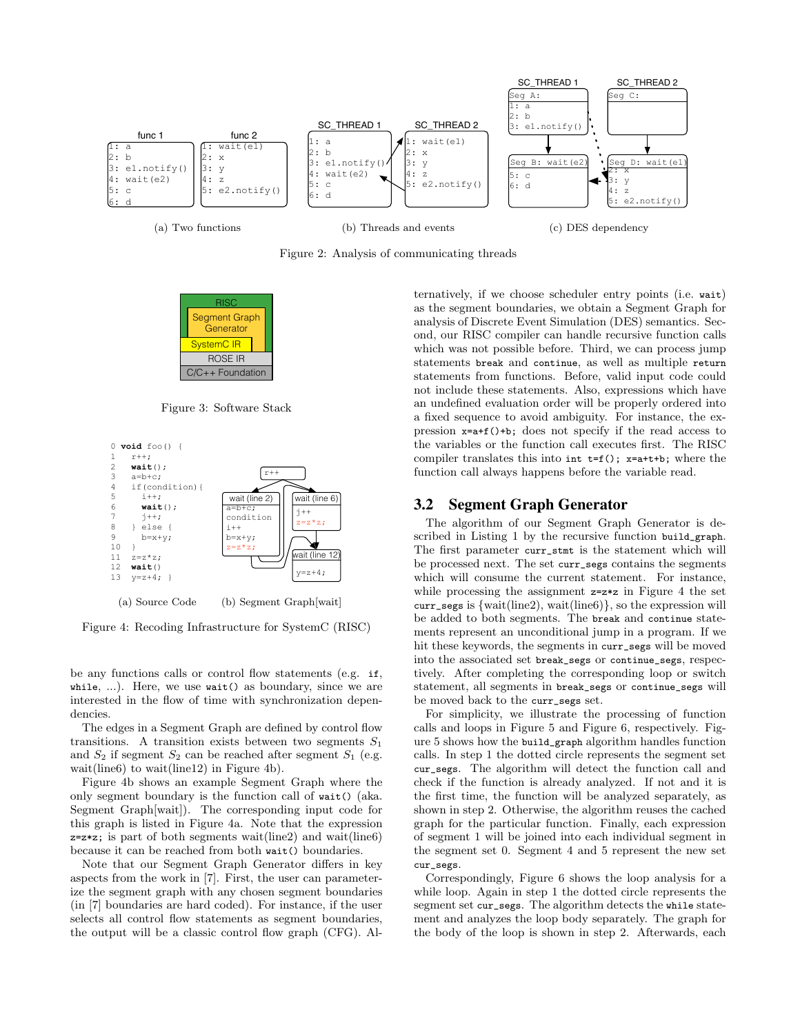Figure 2: Analysis of communicating threads

(a) Two functions (b) Threads and events (c) DES dependency

Figure 3: Software Stack

```
0 void foo() {
1   r++;
2   wait();
3   a=b+c;
4   if(condition){
5     i++;
6     wait();
7     j++;
8   } else {
9     b=x+y;
10  }
11  z=z*z;
12  wait()
13  y=z+4; }
```

(a) Source Code (b) Segment Graph[wait]

Figure 4: Recoding Infrastructure for SystemC (RISC)

be any functions calls or control flow statements (e.g. `if`, `while`, ...). Here, we use `wait()` as boundary, since we are interested in the flow of time with synchronization dependencies.

The edges in a Segment Graph are defined by control flow transitions. A transition exists between two segments $S_1$ and $S_2$ if segment $S_2$ can be reached after segment $S_1$ (e.g. wait(line6) to wait(line12) in Figure 4b).

Figure 4b shows an example Segment Graph where the only segment boundary is the function call of `wait()` (aka. Segment Graph[wait]). The corresponding input code for this graph is listed in Figure 4a. Note that the expression `z=z*z;` is part of both segments wait(line2) and wait(line6) because it can be reached from both `wait()` boundaries.

Note that our Segment Graph Generator differs in key aspects from the work in [7]. First, the user can parameterize the segment graph with any chosen segment boundaries (in [7] boundaries are hard coded). For instance, if the user selects all control flow statements as segment boundaries, the output will be a classic control flow graph (CFG). Alternatively, if we choose scheduler entry points (i.e. `wait`) as the segment boundaries, we obtain a Segment Graph for analysis of Discrete Event Simulation (DES) semantics. Second, our RISC compiler can handle recursive function calls which was not possible before. Third, we can process jump statements `break` and `continue`, as well as multiple `return` statements from functions. Before, valid input code could not include these statements. Also, expressions which have an undefined evaluation order will be properly ordered into a fixed sequence to avoid ambiguity. For instance, the expression `x=a+f()+b;` does not specify if the read access to the variables or the function call executes first. The RISC compiler translates this into `int t=f(); x=a+t+b;` where the function call always happens before the variable read.

## 3.2 Segment Graph Generator

The algorithm of our Segment Graph Generator is described in Listing 1 by the recursive function `build_graph`. The first parameter `curr_stmt` is the statement which will be processed next. The set `curr_segs` contains the segments which will consume the current statement. For instance, while processing the assignment `z=z*z` in Figure 4 the set `curr_segs` is {wait(line2), wait(line6)}, so the expression will be added to both segments. The `break` and `continue` statements represent an unconditional jump in a program. If we hit these keywords, the segments in `curr_segs` will be moved into the associated set `break_segs` or `continue_segs`, respectively. After completing the corresponding loop or switch statement, all segments in `break_segs` or `continue_segs` will be moved back to the `curr_segs` set.

For simplicity, we illustrate the processing of function calls and loops in Figure 5 and Figure 6, respectively. Figure 5 shows how the `build_graph` algorithm handles function calls. In step 1 the dotted circle represents the segment set `cur_segs`. The algorithm will detect the function call and check if the function is already analyzed. If not and it is the first time, the function will be analyzed separately, as shown in step 2. Otherwise, the algorithm reuses the cached graph for the particular function. Finally, each expression of segment 1 will be joined into each individual segment in the segment set 0. Segment 4 and 5 represent the new set `cur_segs`.

Correspondingly, Figure 6 shows the loop analysis for a while loop. Again in step 1 the dotted circle represents the segment set `cur_segs`. The algorithm detects the `while` statement and analyzes the loop body separately. The graph for the body of the loop is shown in step 2. Afterwards, each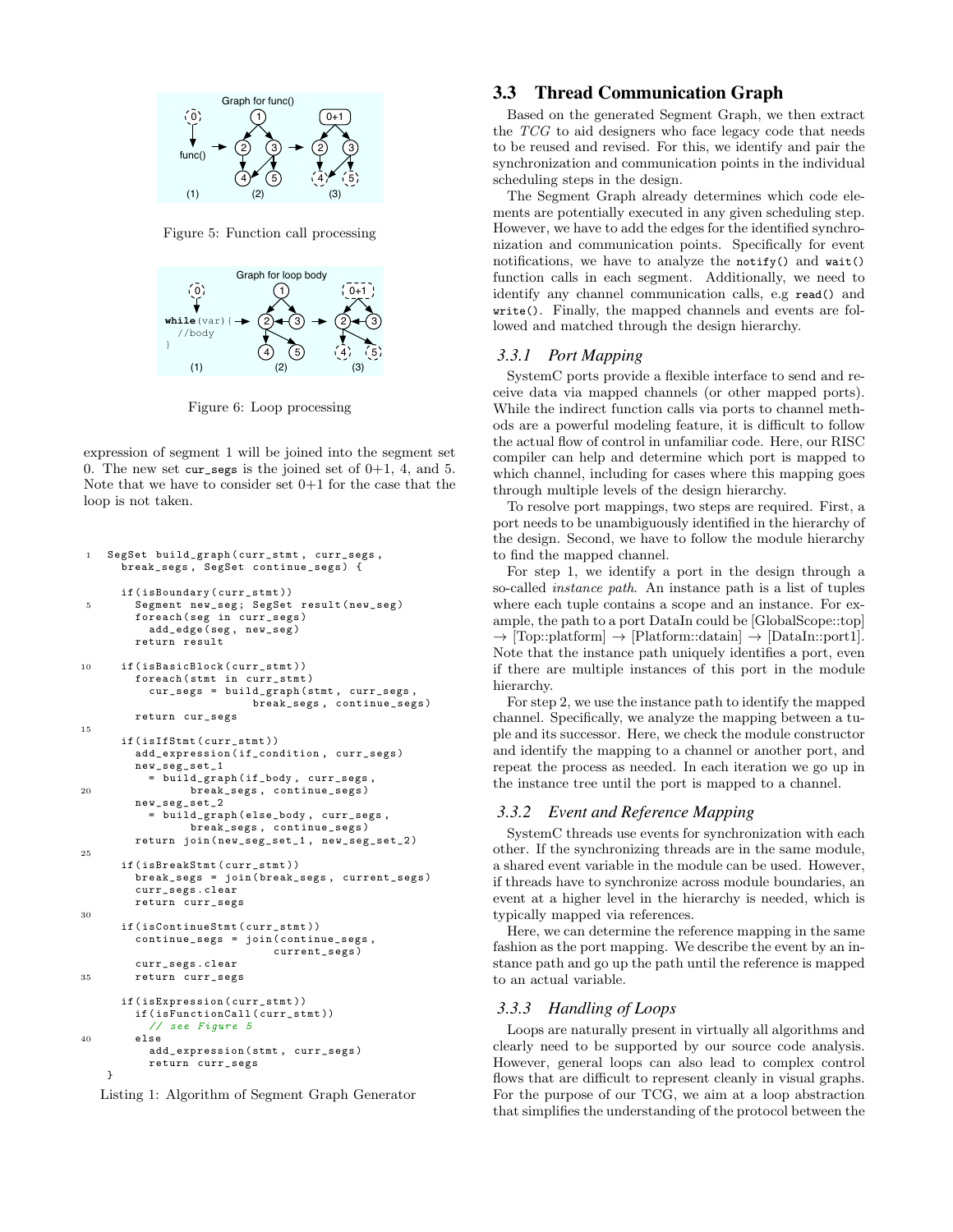Figure 5: Function call processing

Figure 6: Loop processing

expression of segment 1 will be joined into the segment set 0. The new set `cur_segs` is the joined set of 0+1, 4, and 5. Note that we have to consider set 0+1 for the case that the loop is not taken.

```
1   SegSet build_graph(curr_stmt, curr_segs,
      break_segs, SegSet continue_segs) {

      if(isBoundary(curr_stmt))
5       Segment new_seg; SegSet result(new_seg)
        foreach(seg in curr_segs)
          add_edge(seg, new_seg)
        return result

10    if(isBasicBlock(curr_stmt))
        foreach(stmt in curr_stmt)
          cur_segs = build_graph(stmt, curr_segs,
                        break_segs, continue_segs)
        return cur_segs
15
      if(isIfStmt(curr_stmt))
        add_expression(if_condition, curr_segs)
        new_seg_set_1
          = build_graph(if_body, curr_segs,
20              break_segs, continue_segs)
        new_seg_set_2
          = build_graph(else_body, curr_segs,
                break_segs, continue_segs)
        return join(new_seg_set_1, new_seg_set_2)
25
      if(isBreakStmt(curr_stmt))
        break_segs = join(break_segs, current_segs)
        curr_segs.clear
        return curr_segs
30
      if(isContinueStmt(curr_stmt))
        continue_segs = join(continue_segs,
                           current_segs)
        curr_segs.clear
35      return curr_segs

      if(isExpression(curr_stmt))
        if(isFunctionCall(curr_stmt))
          // see Figure 5
40      else
          add_expression(stmt, curr_segs)
          return curr_segs
  }
```

Listing 1: Algorithm of Segment Graph Generator

## 3.3 Thread Communication Graph

Based on the generated Segment Graph, we then extract the *TCG* to aid designers who face legacy code that needs to be reused and revised. For this, we identify and pair the synchronization and communication points in the individual scheduling steps in the design.

The Segment Graph already determines which code elements are potentially executed in any given scheduling step. However, we have to add the edges for the identified synchronization and communication points. Specifically for event notifications, we have to analyze the `notify()` and `wait()` function calls in each segment. Additionally, we need to identify any channel communication calls, e.g `read()` and `write()`. Finally, the mapped channels and events are followed and matched through the design hierarchy.

### 3.3.1 Port Mapping

SystemC ports provide a flexible interface to send and receive data via mapped channels (or other mapped ports). While the indirect function calls via ports to channel methods are a powerful modeling feature, it is difficult to follow the actual flow of control in unfamiliar code. Here, our RISC compiler can help and determine which port is mapped to which channel, including for cases where this mapping goes through multiple levels of the design hierarchy.

To resolve port mappings, two steps are required. First, a port needs to be unambiguously identified in the hierarchy of the design. Second, we have to follow the module hierarchy to find the mapped channel.

For step 1, we identify a port in the design through a so-called *instance path*. An instance path is a list of tuples where each tuple contains a scope and an instance. For example, the path to a port DataIn could be [GlobalScope::top] → [Top::platform] → [Platform::datain] → [DataIn::port1]. Note that the instance path uniquely identifies a port, even if there are multiple instances of this port in the module hierarchy.

For step 2, we use the instance path to identify the mapped channel. Specifically, we analyze the mapping between a tuple and its successor. Here, we check the module constructor and identify the mapping to a channel or another port, and repeat the process as needed. In each iteration we go up in the instance tree until the port is mapped to a channel.

### 3.3.2 Event and Reference Mapping

SystemC threads use events for synchronization with each other. If the synchronizing threads are in the same module, a shared event variable in the module can be used. However, if threads have to synchronize across module boundaries, an event at a higher level in the hierarchy is needed, which is typically mapped via references.

Here, we can determine the reference mapping in the same fashion as the port mapping. We describe the event by an instance path and go up the path until the reference is mapped to an actual variable.

### 3.3.3 Handling of Loops

Loops are naturally present in virtually all algorithms and clearly need to be supported by our source code analysis. However, general loops can also lead to complex control flows that are difficult to represent cleanly in visual graphs. For the purpose of our TCG, we aim at a loop abstraction that simplifies the understanding of the protocol between the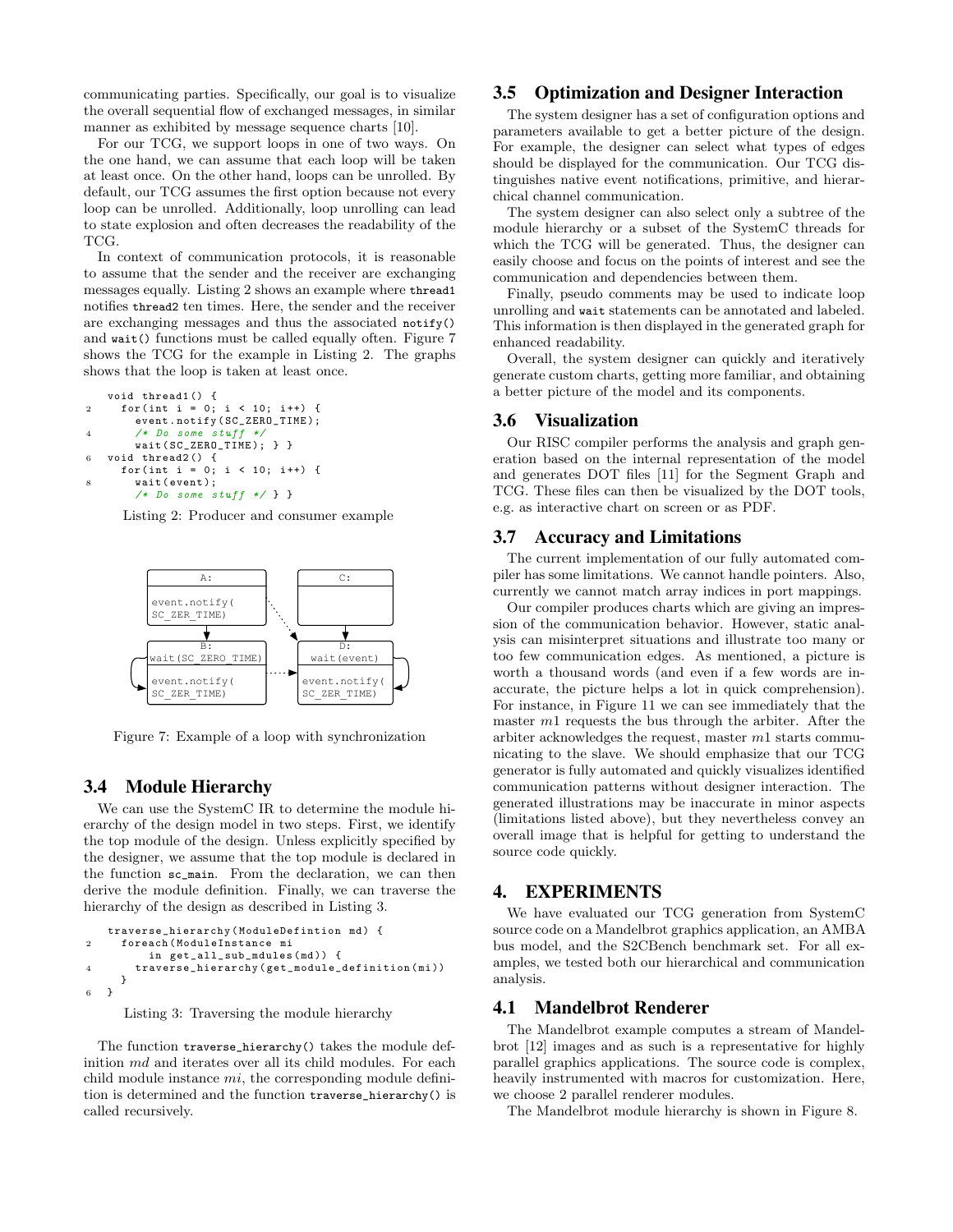communicating parties. Specifically, our goal is to visualize the overall sequential flow of exchanged messages, in similar manner as exhibited by message sequence charts [10].

For our TCG, we support loops in one of two ways. On the one hand, we can assume that each loop will be taken at least once. On the other hand, loops can be unrolled. By default, our TCG assumes the first option because not every loop can be unrolled. Additionally, loop unrolling can lead to state explosion and often decreases the readability of the TCG.

In context of communication protocols, it is reasonable to assume that the sender and the receiver are exchanging messages equally. Listing 2 shows an example where `thread1` notifies `thread2` ten times. Here, the sender and the receiver are exchanging messages and thus the associated `notify()` and `wait()` functions must be called equally often. Figure 7 shows the TCG for the example in Listing 2. The graphs shows that the loop is taken at least once.

```
void thread1() {
  for(int i = 0; i < 10; i++) {
    event.notify(SC_ZERO_TIME);
    /* Do some stuff */
    wait(SC_ZERO_TIME); } }
void thread2() {
  for(int i = 0; i < 10; i++) {
    wait(event);
    /* Do some stuff */ } }
```

Listing 2: Producer and consumer example

Figure 7: Example of a loop with synchronization

## 3.4 Module Hierarchy

We can use the SystemC IR to determine the module hierarchy of the design model in two steps. First, we identify the top module of the design. Unless explicitly specified by the designer, we assume that the top module is declared in the function `sc_main`. From the declaration, we can then derive the module definition. Finally, we can traverse the hierarchy of the design as described in Listing 3.

```
traverse_hierarchy(ModuleDefintion md) {
  foreach(ModuleInstance mi
      in get_all_sub_mdules(md)) {
    traverse_hierarchy(get_module_definition(mi))
  }
}
```

Listing 3: Traversing the module hierarchy

The function `traverse_hierarchy()` takes the module definition *md* and iterates over all its child modules. For each child module instance *mi*, the corresponding module definition is determined and the function `traverse_hierarchy()` is called recursively.

## 3.5 Optimization and Designer Interaction

The system designer has a set of configuration options and parameters available to get a better picture of the design. For example, the designer can select what types of edges should be displayed for the communication. Our TCG distinguishes native event notifications, primitive, and hierarchical channel communication.

The system designer can also select only a subtree of the module hierarchy or a subset of the SystemC threads for which the TCG will be generated. Thus, the designer can easily choose and focus on the points of interest and see the communication and dependencies between them.

Finally, pseudo comments may be used to indicate loop unrolling and `wait` statements can be annotated and labeled. This information is then displayed in the generated graph for enhanced readability.

Overall, the system designer can quickly and iteratively generate custom charts, getting more familiar, and obtaining a better picture of the model and its components.

## 3.6 Visualization

Our RISC compiler performs the analysis and graph generation based on the internal representation of the model and generates DOT files [11] for the Segment Graph and TCG. These files can then be visualized by the DOT tools, e.g. as interactive chart on screen or as PDF.

## 3.7 Accuracy and Limitations

The current implementation of our fully automated compiler has some limitations. We cannot handle pointers. Also, currently we cannot match array indices in port mappings.

Our compiler produces charts which are giving an impression of the communication behavior. However, static analysis can misinterpret situations and illustrate too many or too few communication edges. As mentioned, a picture is worth a thousand words (and even if a few words are inaccurate, the picture helps a lot in quick comprehension). For instance, in Figure 11 we can see immediately that the master $m1$ requests the bus through the arbiter. After the arbiter acknowledges the request, master $m1$ starts communicating to the slave. We should emphasize that our TCG generator is fully automated and quickly visualizes identified communication patterns without designer interaction. The generated illustrations may be inaccurate in minor aspects (limitations listed above), but they nevertheless convey an overall image that is helpful for getting to understand the source code quickly.

# 4. EXPERIMENTS

We have evaluated our TCG generation from SystemC source code on a Mandelbrot graphics application, an AMBA bus model, and the S2CBench benchmark set. For all examples, we tested both our hierarchical and communication analysis.

## 4.1 Mandelbrot Renderer

The Mandelbrot example computes a stream of Mandelbrot [12] images and as such is a representative for highly parallel graphics applications. The source code is complex, heavily instrumented with macros for customization. Here, we choose 2 parallel renderer modules.

The Mandelbrot module hierarchy is shown in Figure 8.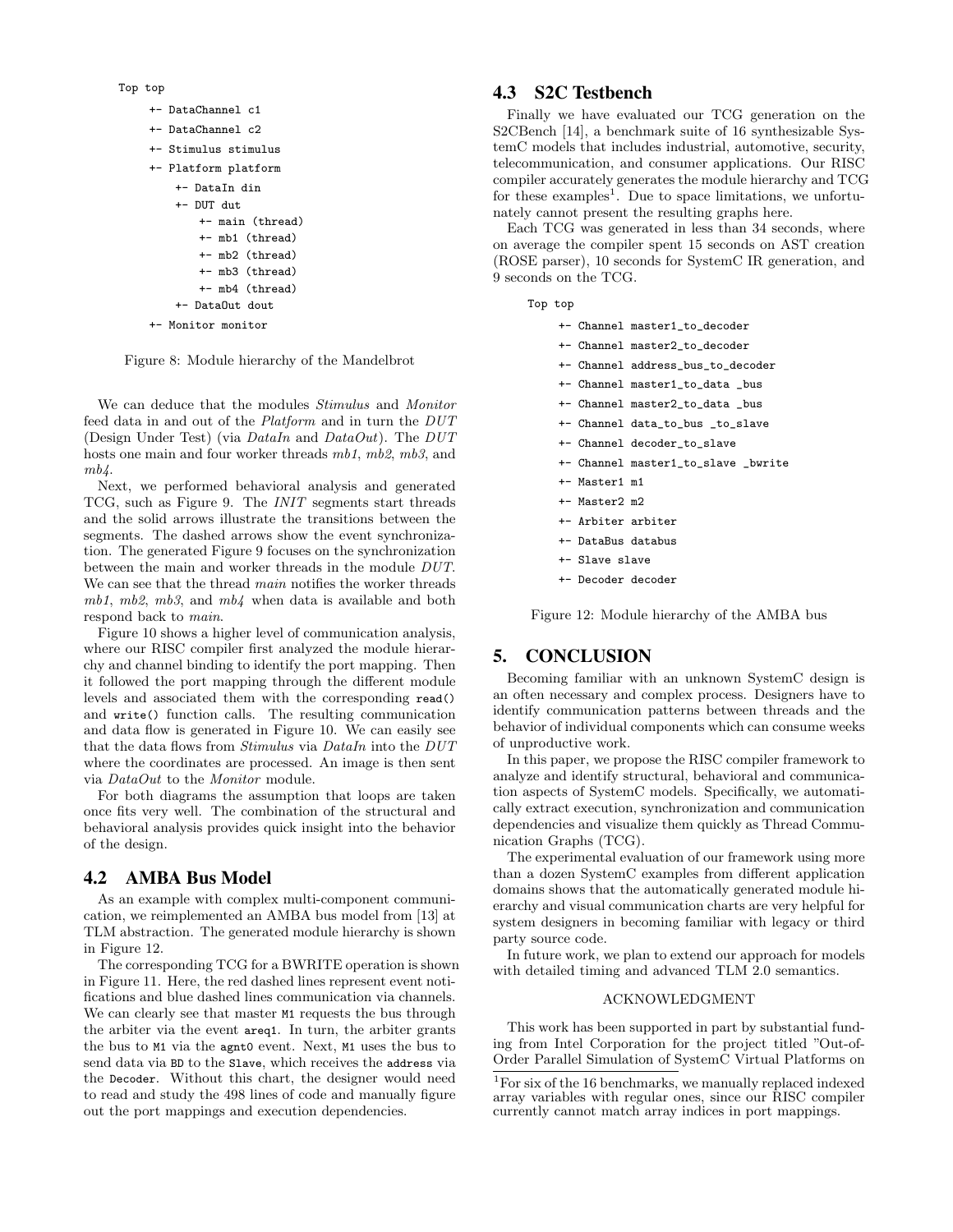```
Top top
    +- DataChannel c1
    +- DataChannel c2
    +- Stimulus stimulus
    +- Platform platform
        +- DataIn din
        +- DUT dut
            +- main (thread)
            +- mb1 (thread)
            +- mb2 (thread)
            +- mb3 (thread)
            +- mb4 (thread)
        +- DataOut dout
    +- Monitor monitor
```

Figure 8: Module hierarchy of the Mandelbrot

We can deduce that the modules *Stimulus* and *Monitor* feed data in and out of the *Platform* and in turn the *DUT* (Design Under Test) (via *DataIn* and *DataOut*). The *DUT* hosts one main and four worker threads *mb1*, *mb2*, *mb3*, and *mb4*.

Next, we performed behavioral analysis and generated TCG, such as Figure 9. The *INIT* segments start threads and the solid arrows illustrate the transitions between the segments. The dashed arrows show the event synchronization. The generated Figure 9 focuses on the synchronization between the main and worker threads in the module *DUT*. We can see that the thread *main* notifies the worker threads *mb1*, *mb2*, *mb3*, and *mb4* when data is available and both respond back to *main*.

Figure 10 shows a higher level of communication analysis, where our RISC compiler first analyzed the module hierarchy and channel binding to identify the port mapping. Then it followed the port mapping through the different module levels and associated them with the corresponding `read()` and `write()` function calls. The resulting communication and data flow is generated in Figure 10. We can easily see that the data flows from *Stimulus* via *DataIn* into the *DUT* where the coordinates are processed. An image is then sent via *DataOut* to the *Monitor* module.

For both diagrams the assumption that loops are taken once fits very well. The combination of the structural and behavioral analysis provides quick insight into the behavior of the design.

## 4.2 AMBA Bus Model

As an example with complex multi-component communication, we reimplemented an AMBA bus model from [13] at TLM abstraction. The generated module hierarchy is shown in Figure 12.

The corresponding TCG for a BWRITE operation is shown in Figure 11. Here, the red dashed lines represent event notifications and blue dashed lines communication via channels. We can clearly see that master `M1` requests the bus through the arbiter via the event `areq1`. In turn, the arbiter grants the bus to `M1` via the `agnt0` event. Next, `M1` uses the bus to send data via `BD` to the `Slave`, which receives the `address` via the `Decoder`. Without this chart, the designer would need to read and study the 498 lines of code and manually figure out the port mappings and execution dependencies.

## 4.3 S2C Testbench

Finally we have evaluated our TCG generation on the S2CBench [14], a benchmark suite of 16 synthesizable SystemC models that includes industrial, automotive, security, telecommunication, and consumer applications. Our RISC compiler accurately generates the module hierarchy and TCG for these examples[1]. Due to space limitations, we unfortunately cannot present the resulting graphs here.

Each TCG was generated in less than 34 seconds, where on average the compiler spent 15 seconds on AST creation (ROSE parser), 10 seconds for SystemC IR generation, and 9 seconds on the TCG.

```
Top top
    +- Channel master1_to_decoder
    +- Channel master2_to_decoder
    +- Channel address_bus_to_decoder
    +- Channel master1_to_data _bus
    +- Channel master2_to_data _bus
    +- Channel data_to_bus _to_slave
    +- Channel decoder_to_slave
    +- Channel master1_to_slave _bwrite
    +- Master1 m1
    +- Master2 m2
    +- Arbiter arbiter
    +- DataBus databus
    +- Slave slave
    +- Decoder decoder
```

Figure 12: Module hierarchy of the AMBA bus

# 5. CONCLUSION

Becoming familiar with an unknown SystemC design is an often necessary and complex process. Designers have to identify communication patterns between threads and the behavior of individual components which can consume weeks of unproductive work.

In this paper, we propose the RISC compiler framework to analyze and identify structural, behavioral and communication aspects of SystemC models. Specifically, we automatically extract execution, synchronization and communication dependencies and visualize them quickly as Thread Communication Graphs (TCG).

The experimental evaluation of our framework using more than a dozen SystemC examples from different application domains shows that the automatically generated module hierarchy and visual communication charts are very helpful for system designers in becoming familiar with legacy or third party source code.

In future work, we plan to extend our approach for models with detailed timing and advanced TLM 2.0 semantics.

ACKNOWLEDGMENT

This work has been supported in part by substantial funding from Intel Corporation for the project titled "Out-of-Order Parallel Simulation of SystemC Virtual Platforms on

[1] For six of the 16 benchmarks, we manually replaced indexed array variables with regular ones, since our RISC compiler currently cannot match array indices in port mappings.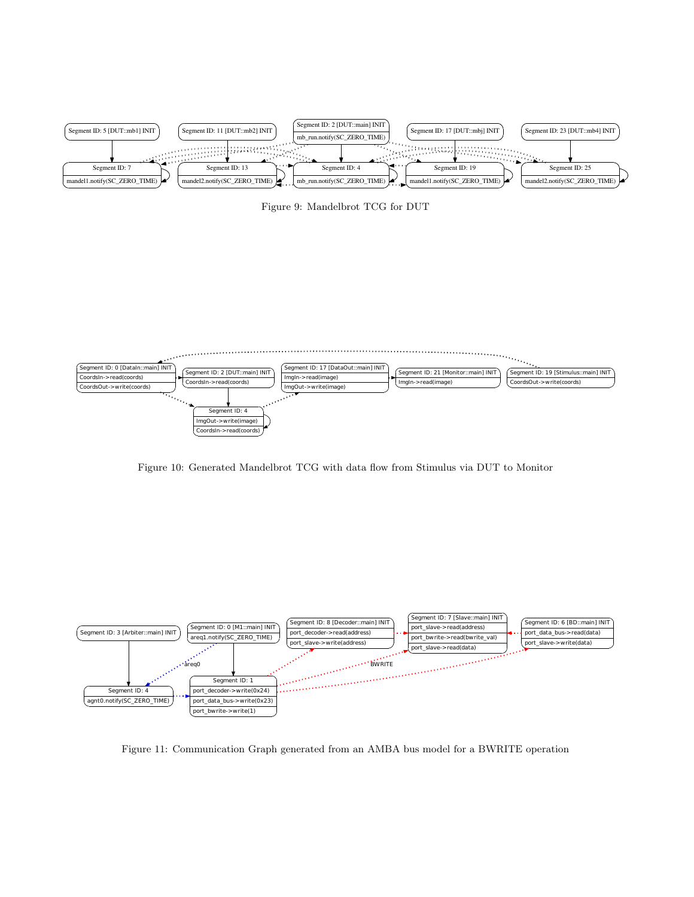Figure 9: Mandelbrot TCG for DUT

Figure 10: Generated Mandelbrot TCG with data flow from Stimulus via DUT to Monitor

Figure 11: Communication Graph generated from an AMBA bus model for a BWRITE operation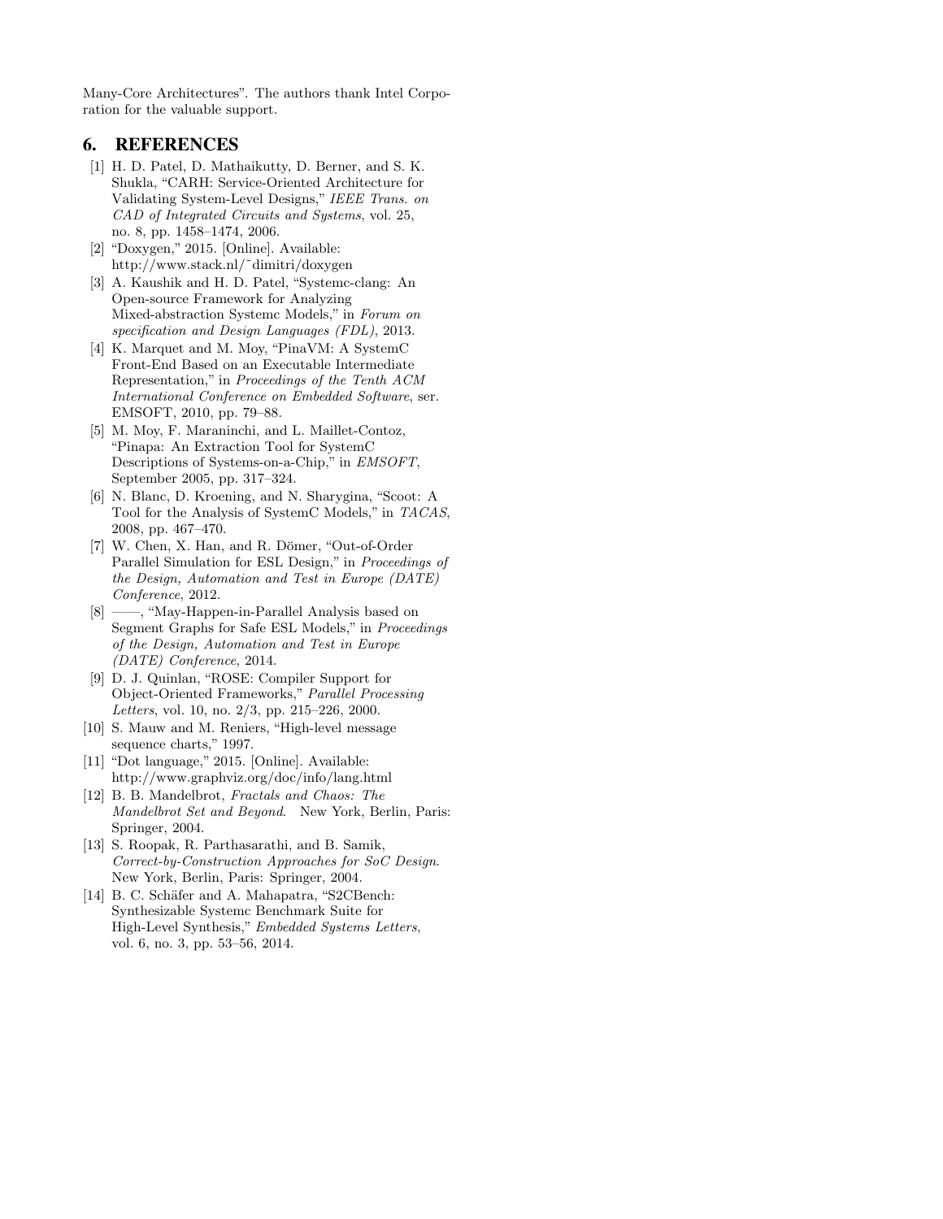Many-Core Architectures". The authors thank Intel Corporation for the valuable support.

## 6. REFERENCES

[1] H. D. Patel, D. Mathaikutty, D. Berner, and S. K. Shukla, "CARH: Service-Oriented Architecture for Validating System-Level Designs," *IEEE Trans. on CAD of Integrated Circuits and Systems*, vol. 25, no. 8, pp. 1458–1474, 2006.

[2] "Doxygen," 2015. [Online]. Available: http://www.stack.nl/~dimitri/doxygen

[3] A. Kaushik and H. D. Patel, "Systemc-clang: An Open-source Framework for Analyzing Mixed-abstraction Systemc Models," in *Forum on specification and Design Languages (FDL)*, 2013.

[4] K. Marquet and M. Moy, "PinaVM: A SystemC Front-End Based on an Executable Intermediate Representation," in *Proceedings of the Tenth ACM International Conference on Embedded Software*, ser. EMSOFT, 2010, pp. 79–88.

[5] M. Moy, F. Maraninchi, and L. Maillet-Contoz, "Pinapa: An Extraction Tool for SystemC Descriptions of Systems-on-a-Chip," in *EMSOFT*, September 2005, pp. 317–324.

[6] N. Blanc, D. Kroening, and N. Sharygina, "Scoot: A Tool for the Analysis of SystemC Models," in *TACAS*, 2008, pp. 467–470.

[7] W. Chen, X. Han, and R. Dömer, "Out-of-Order Parallel Simulation for ESL Design," in *Proceedings of the Design, Automation and Test in Europe (DATE) Conference*, 2012.

[8] ——, "May-Happen-in-Parallel Analysis based on Segment Graphs for Safe ESL Models," in *Proceedings of the Design, Automation and Test in Europe (DATE) Conference*, 2014.

[9] D. J. Quinlan, "ROSE: Compiler Support for Object-Oriented Frameworks," *Parallel Processing Letters*, vol. 10, no. 2/3, pp. 215–226, 2000.

[10] S. Mauw and M. Reniers, "High-level message sequence charts," 1997.

[11] "Dot language," 2015. [Online]. Available: http://www.graphviz.org/doc/info/lang.html

[12] B. B. Mandelbrot, *Fractals and Chaos: The Mandelbrot Set and Beyond*. New York, Berlin, Paris: Springer, 2004.

[13] S. Roopak, R. Parthasarathi, and B. Samik, *Correct-by-Construction Approaches for SoC Design*. New York, Berlin, Paris: Springer, 2004.

[14] B. C. Schäfer and A. Mahapatra, "S2CBench: Synthesizable Systemc Benchmark Suite for High-Level Synthesis," *Embedded Systems Letters*, vol. 6, no. 3, pp. 53–56, 2014.